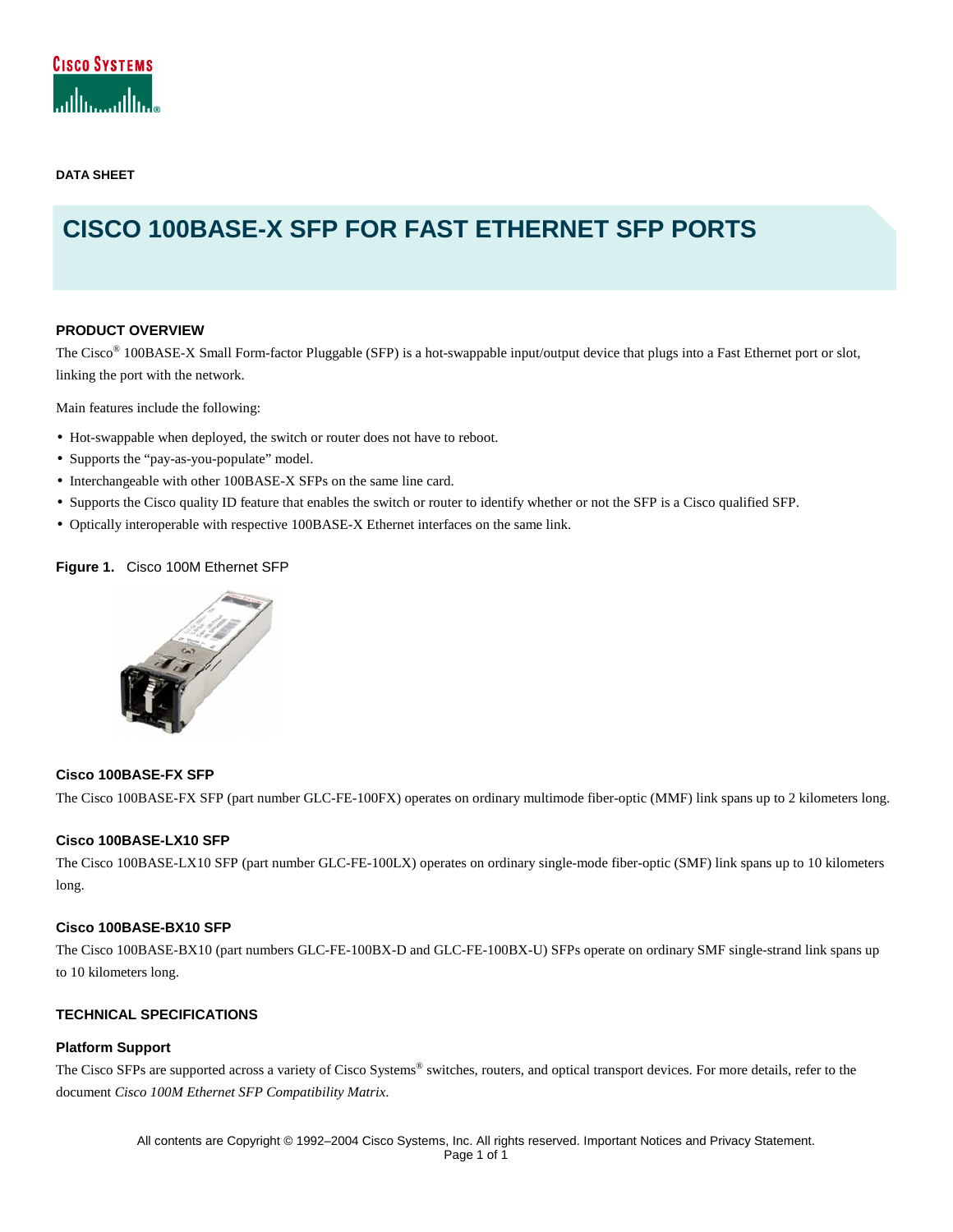DATA SHEET

# CISCO 100BASE-X SFP FOR FAST ETHERNET SFP PORTS

## PRODUCT OVERVIEW

The Cisco® 100BASE-X Small Form-factor Pluggable (SFP) is a hot-swappable input/output device that plugs into a Fast Ethernet port or slot, linking the port with the network.

Main features include the following:

- Hot-swappable when deployed, the switch or router does not have to reboot.
- Supports the "pay-as-you-populate" model.
- Interchangeable with other 100BASE-X SFPs on the same line card.
- Supports the Cisco quality ID feature that enables the switch or router to identify whether or not the SFP is a Cisco qualified SFP.
- Optically interoperable with respective 100BASE-X Ethernet interfaces on the same link.

**Figure 1.** Cisco 100M Ethernet SFP

### Cisco 100BASE-FX SFP

The Cisco 100BASE-FX SFP (part number GLC-FE-100FX) operates on ordinary multimode fiber-optic (MMF) link spans up to 2 kilometers long.

### Cisco 100BASE-LX10 SFP

The Cisco 100BASE-LX10 SFP (part number GLC-FE-100LX) operates on ordinary single-mode fiber-optic (SMF) link spans up to 10 kilometers long.

### Cisco 100BASE-BX10 SFP

The Cisco 100BASE-BX10 (part numbers GLC-FE-100BX-D and GLC-FE-100BX-U) SFPs operate on ordinary SMF single-strand link spans up to 10 kilometers long.

## TECHNICAL SPECIFICATIONS

### Platform Support

The Cisco SFPs are supported across a variety of Cisco Systems® switches, routers, and optical transport devices. For more details, refer to the document *Cisco 100M Ethernet SFP Compatibility Matrix*.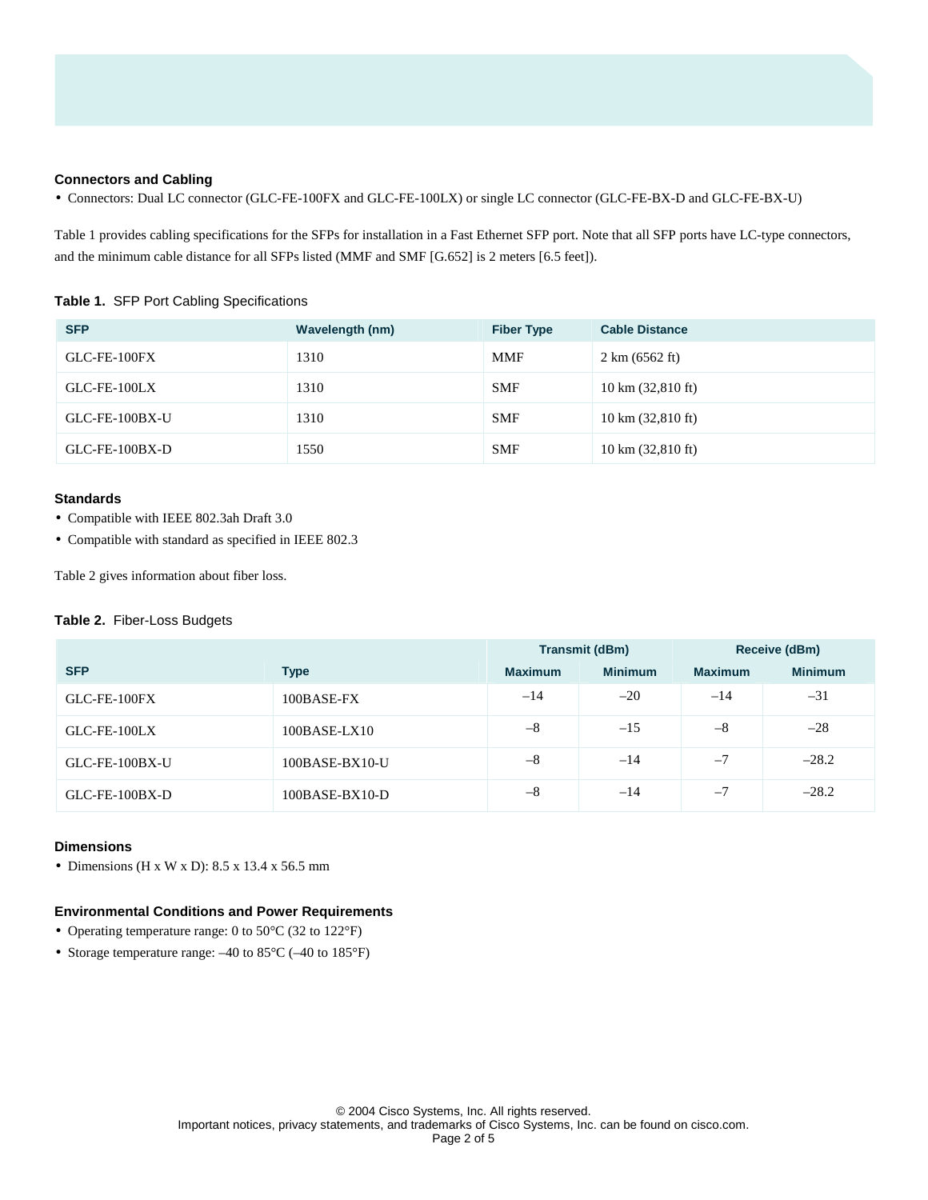### Connectors and Cabling

- Connectors: Dual LC connector (GLC-FE-100FX and GLC-FE-100LX) or single LC connector (GLC-FE-BX-D and GLC-FE-BX-U)

Table 1 provides cabling specifications for the SFPs for installation in a Fast Ethernet SFP port. Note that all SFP ports have LC-type connectors, and the minimum cable distance for all SFPs listed (MMF and SMF [G.652] is 2 meters [6.5 feet]).

**Table 1.** SFP Port Cabling Specifications

| SFP | Wavelength (nm) | Fiber Type | Cable Distance |
|---|---|---|---|
| GLC-FE-100FX | 1310 | MMF | 2 km (6562 ft) |
| GLC-FE-100LX | 1310 | SMF | 10 km (32,810 ft) |
| GLC-FE-100BX-U | 1310 | SMF | 10 km (32,810 ft) |
| GLC-FE-100BX-D | 1550 | SMF | 10 km (32,810 ft) |

### Standards

- Compatible with IEEE 802.3ah Draft 3.0
- Compatible with standard as specified in IEEE 802.3

Table 2 gives information about fiber loss.

**Table 2.** Fiber-Loss Budgets

| | | Transmit (dBm) | | Receive (dBm) | |
|---|---|---|---|---|---|
| **SFP** | **Type** | **Maximum** | **Minimum** | **Maximum** | **Minimum** |
| GLC-FE-100FX | 100BASE-FX | –14 | –20 | –14 | –31 |
| GLC-FE-100LX | 100BASE-LX10 | –8 | –15 | –8 | –28 |
| GLC-FE-100BX-U | 100BASE-BX10-U | –8 | –14 | –7 | –28.2 |
| GLC-FE-100BX-D | 100BASE-BX10-D | –8 | –14 | –7 | –28.2 |

### Dimensions

- Dimensions (H x W x D): 8.5 x 13.4 x 56.5 mm

### Environmental Conditions and Power Requirements

- Operating temperature range: 0 to 50°C (32 to 122°F)
- Storage temperature range: –40 to 85°C (–40 to 185°F)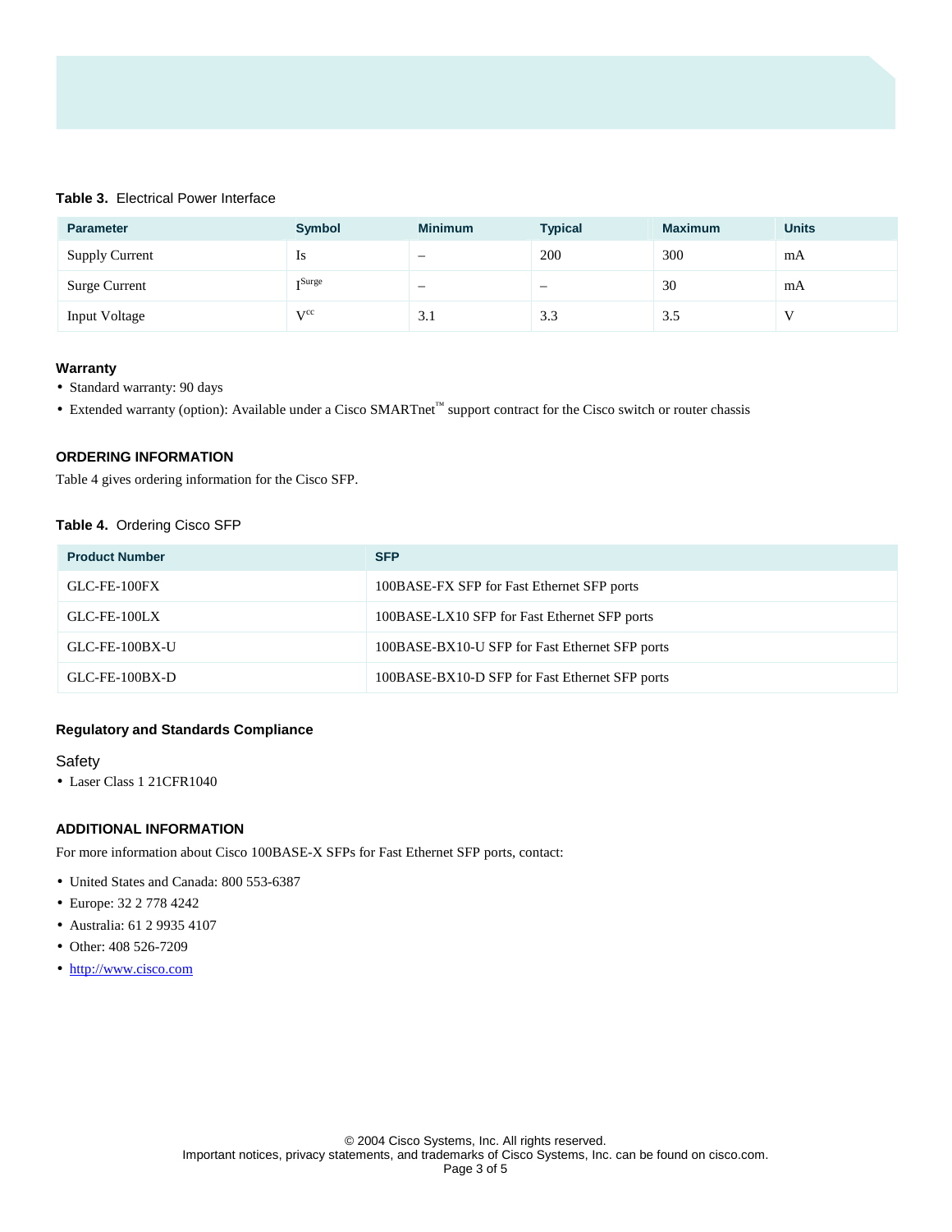**Table 3.** Electrical Power Interface

| Parameter | Symbol | Minimum | Typical | Maximum | Units |
|---|---|---|---|---|---|
| Supply Current | Is | – | 200 | 300 | mA |
| Surge Current | $I^{Surge}$ | – | – | 30 | mA |
| Input Voltage | $V^{cc}$ | 3.1 | 3.3 | 3.5 | V |

### Warranty

- Standard warranty: 90 days
- Extended warranty (option): Available under a Cisco SMARTnet™ support contract for the Cisco switch or router chassis

## ORDERING INFORMATION

Table 4 gives ordering information for the Cisco SFP.

**Table 4.** Ordering Cisco SFP

| Product Number | SFP |
|---|---|
| GLC-FE-100FX | 100BASE-FX SFP for Fast Ethernet SFP ports |
| GLC-FE-100LX | 100BASE-LX10 SFP for Fast Ethernet SFP ports |
| GLC-FE-100BX-U | 100BASE-BX10-U SFP for Fast Ethernet SFP ports |
| GLC-FE-100BX-D | 100BASE-BX10-D SFP for Fast Ethernet SFP ports |

### Regulatory and Standards Compliance

#### Safety

- Laser Class 1 21CFR1040

## ADDITIONAL INFORMATION

For more information about Cisco 100BASE-X SFPs for Fast Ethernet SFP ports, contact:

- United States and Canada: 800 553-6387
- Europe: 32 2 778 4242
- Australia: 61 2 9935 4107
- Other: 408 526-7209
- http://www.cisco.com

© 2004 Cisco Systems, Inc. All rights reserved.
Important notices, privacy statements, and trademarks of Cisco Systems, Inc. can be found on cisco.com.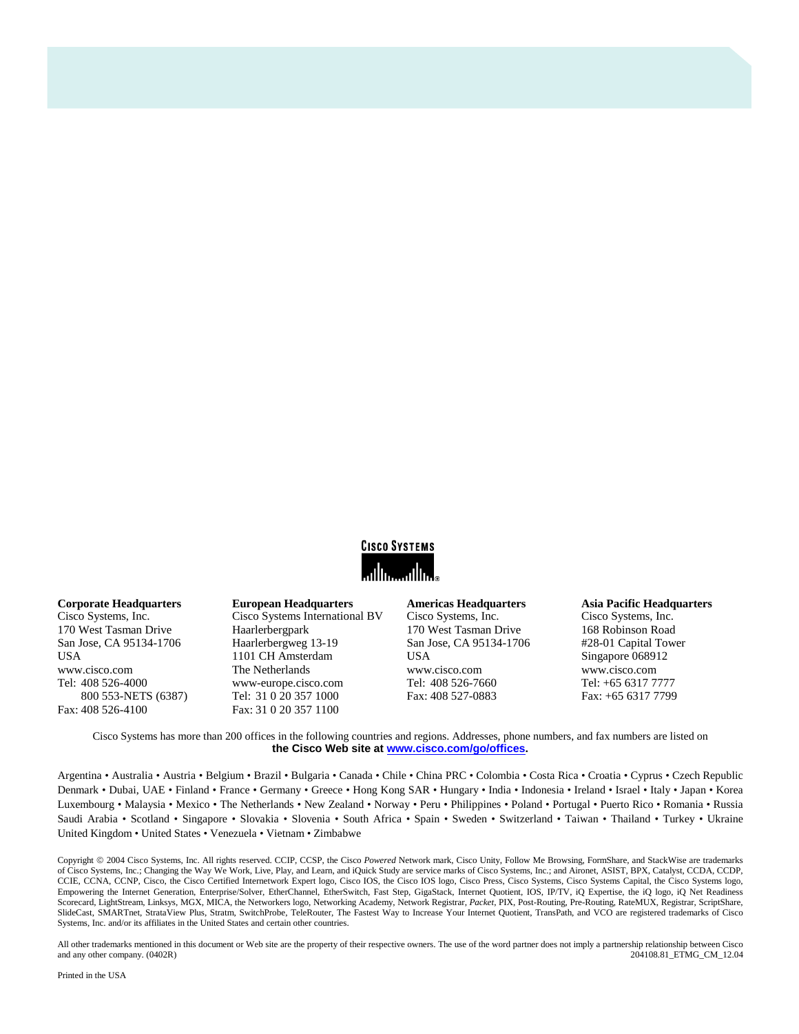CISCO SYSTEMS

**Corporate Headquarters**
Cisco Systems, Inc.
170 West Tasman Drive
San Jose, CA 95134-1706
USA
www.cisco.com
Tel: 408 526-4000
800 553-NETS (6387)
Fax: 408 526-4100

**European Headquarters**
Cisco Systems International BV
Haarlerbergpark
Haarlerbergweg 13-19
1101 CH Amsterdam
The Netherlands
www-europe.cisco.com
Tel: 31 0 20 357 1000
Fax: 31 0 20 357 1100

**Americas Headquarters**
Cisco Systems, Inc.
170 West Tasman Drive
San Jose, CA 95134-1706
USA
www.cisco.com
Tel: 408 526-7660
Fax: 408 527-0883

**Asia Pacific Headquarters**
Cisco Systems, Inc.
168 Robinson Road
#28-01 Capital Tower
Singapore 068912
www.cisco.com
Tel: +65 6317 7777
Fax: +65 6317 7799

Cisco Systems has more than 200 offices in the following countries and regions. Addresses, phone numbers, and fax numbers are listed on **the Cisco Web site at www.cisco.com/go/offices.**

Argentina • Australia • Austria • Belgium • Brazil • Bulgaria • Canada • Chile • China PRC • Colombia • Costa Rica • Croatia • Cyprus • Czech Republic Denmark • Dubai, UAE • Finland • France • Germany • Greece • Hong Kong SAR • Hungary • India • Indonesia • Ireland • Israel • Italy • Japan • Korea Luxembourg • Malaysia • Mexico • The Netherlands • New Zealand • Norway • Peru • Philippines • Poland • Portugal • Puerto Rico • Romania • Russia Saudi Arabia • Scotland • Singapore • Slovakia • Slovenia • South Africa • Spain • Sweden • Switzerland • Taiwan • Thailand • Turkey • Ukraine United Kingdom • United States • Venezuela • Vietnam • Zimbabwe

Copyright © 2004 Cisco Systems, Inc. All rights reserved. CCIP, CCSP, the Cisco *Powered* Network mark, Cisco Unity, Follow Me Browsing, FormShare, and StackWise are trademarks of Cisco Systems, Inc.; Changing the Way We Work, Live, Play, and Learn, and iQuick Study are service marks of Cisco Systems, Inc.; and Aironet, ASIST, BPX, Catalyst, CCDA, CCDP, CCIE, CCNA, CCNP, Cisco, the Cisco Certified Internetwork Expert logo, Cisco IOS, the Cisco IOS logo, Cisco Press, Cisco Systems, Cisco Systems Capital, the Cisco Systems logo, Empowering the Internet Generation, Enterprise/Solver, EtherChannel, EtherSwitch, Fast Step, GigaStack, Internet Quotient, IOS, IP/TV, iQ Expertise, the iQ logo, iQ Net Readiness Scorecard, LightStream, Linksys, MGX, MICA, the Networkers logo, Networking Academy, Network Registrar, *Packet*, PIX, Post-Routing, Pre-Routing, RateMUX, Registrar, ScriptShare, SlideCast, SMARTnet, StrataView Plus, Stratm, SwitchProbe, TeleRouter, The Fastest Way to Increase Your Internet Quotient, TransPath, and VCO are registered trademarks of Cisco Systems, Inc. and/or its affiliates in the United States and certain other countries.

All other trademarks mentioned in this document or Web site are the property of their respective owners. The use of the word partner does not imply a partnership relationship between Cisco and any other company. (0402R)
204108.81_ETMG_CM_12.04

Printed in the USA